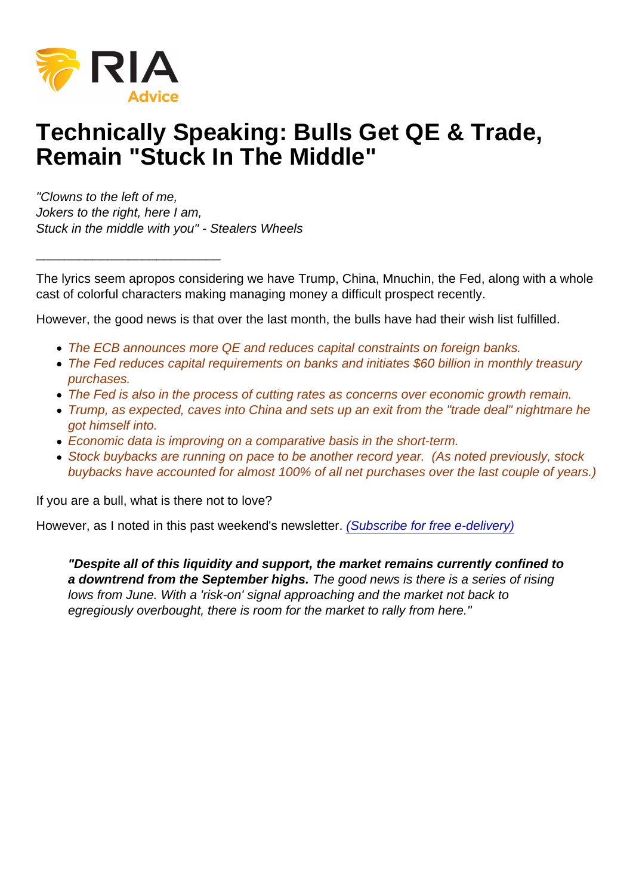# Technically Speaking: Bulls Get QE & Trade, Remain "Stuck In The Middle"

*"Clowns to the left of me,*
*Jokers to the right, here I am,*
*Stuck in the middle with you" - Stealers Wheels*

---

The lyrics seem apropos considering we have Trump, China, Mnuchin, the Fed, along with a whole cast of colorful characters making managing money a difficult prospect recently.

However, the good news is that over the last month, the bulls have had their wish list fulfilled.

- *The ECB announces more QE and reduces capital constraints on foreign banks.*
- *The Fed reduces capital requirements on banks and initiates $60 billion in monthly treasury purchases.*
- *The Fed is also in the process of cutting rates as concerns over economic growth remain.*
- *Trump, as expected, caves into China and sets up an exit from the "trade deal" nightmare he got himself into.*
- *Economic data is improving on a comparative basis in the short-term.*
- *Stock buybacks are running on pace to be another record year. (As noted previously, stock buybacks have accounted for almost 100% of all net purchases over the last couple of years.)*

If you are a bull, what is there not to love?

However, as I noted in this past weekend's newsletter. *(Subscribe for free e-delivery)*

> ***"Despite all of this liquidity and support, the market remains currently confined to a downtrend from the September highs.*** *The good news is there is a series of rising lows from June. With a 'risk-on' signal approaching and the market not back to egregiously overbought, there is room for the market to rally from here."*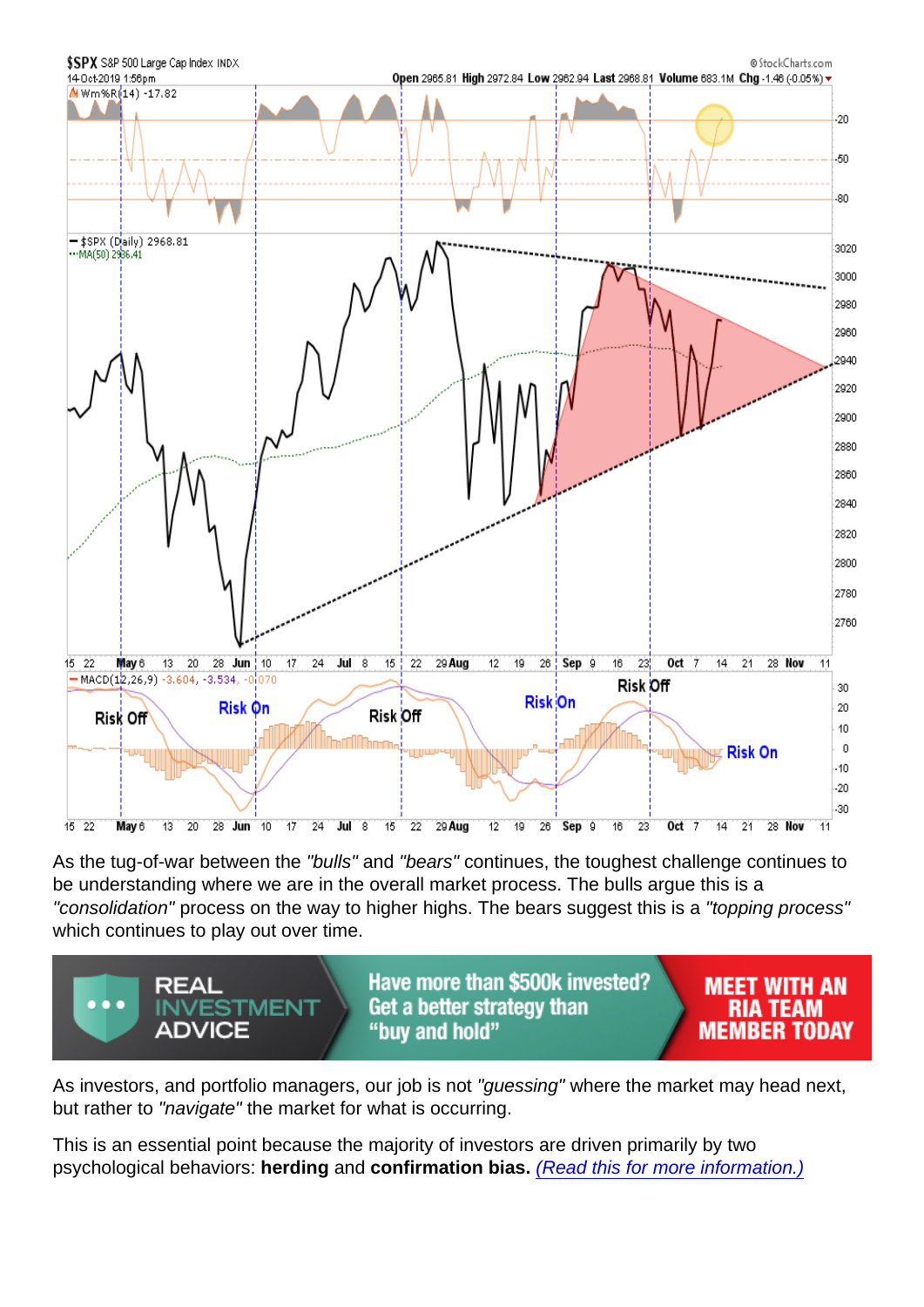$SPX S&P 500 Large Cap Index INDX
14-Oct-2019 1:56pm
Open 2965.81 High 2972.84 Low 2962.94 Last 2968.81 Volume 683.1M Chg -1.46 (-0.05%)
Wm%R(14) -17.82
$SPX (Daily) 2968.81
MA(50) 2936.41
MACD(12,26,9) -3.604, -3.534, -0.070
Risk Off
Risk On
Risk Off
Risk On
Risk Off
Risk On

As the tug-of-war between the *"bulls"* and *"bears"* continues, the toughest challenge continues to be understanding where we are in the overall market process. The bulls argue this is a *"consolidation"* process on the way to higher highs. The bears suggest this is a *"topping process"* which continues to play out over time.

REAL INVESTMENT ADVICE — Have more than $500k invested? Get a better strategy than "buy and hold" — MEET WITH AN RIA TEAM MEMBER TODAY

As investors, and portfolio managers, our job is not *"guessing"* where the market may head next, but rather to *"navigate"* the market for what is occurring.

This is an essential point because the majority of investors are driven primarily by two psychological behaviors: **herding** and **confirmation bias.** *(Read this for more information.)*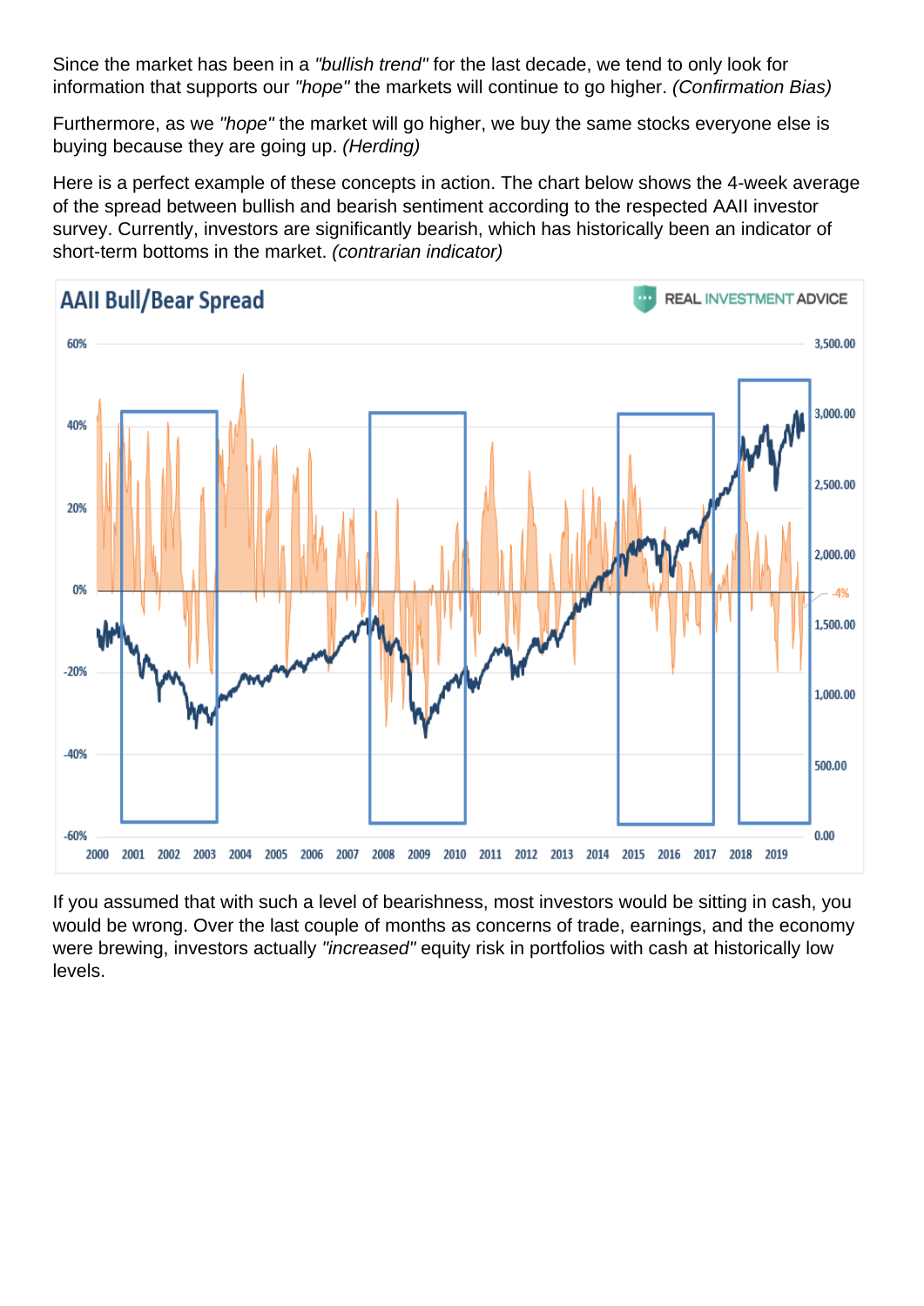Since the market has been in a *"bullish trend"* for the last decade, we tend to only look for information that supports our *"hope"* the markets will continue to go higher. *(Confirmation Bias)*

Furthermore, as we *"hope"* the market will go higher, we buy the same stocks everyone else is buying because they are going up. *(Herding)*

Here is a perfect example of these concepts in action. The chart below shows the 4-week average of the spread between bullish and bearish sentiment according to the respected AAII investor survey. Currently, investors are significantly bearish, which has historically been an indicator of short-term bottoms in the market. *(contrarian indicator)*

If you assumed that with such a level of bearishness, most investors would be sitting in cash, you would be wrong. Over the last couple of months as concerns of trade, earnings, and the economy were brewing, investors actually *"increased"* equity risk in portfolios with cash at historically low levels.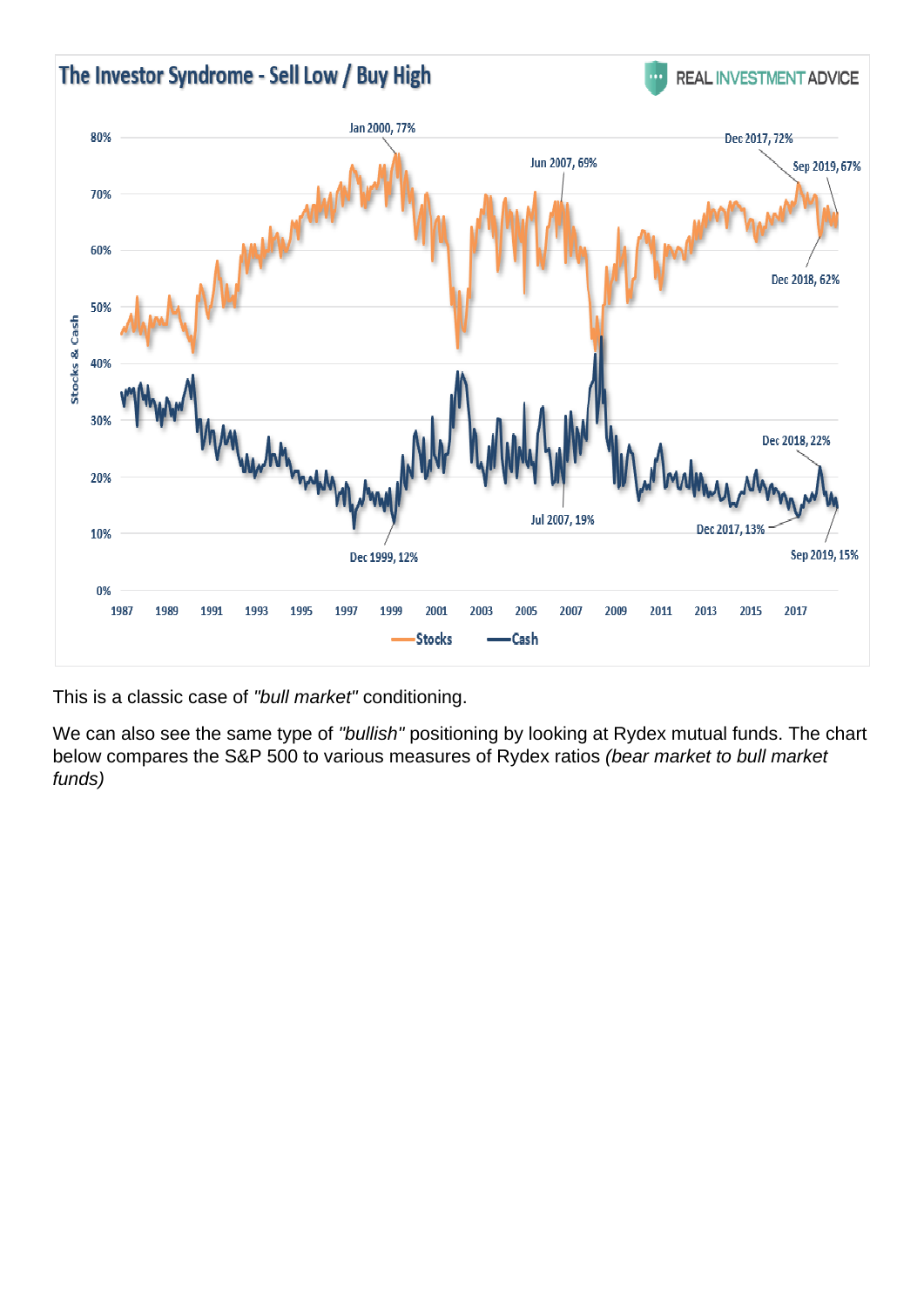The Investor Syndrome - Sell Low / Buy High

REAL INVESTMENT ADVICE

Jan 2000, 77%
Jun 2007, 69%
Dec 2017, 72%
Sep 2019, 67%
Dec 2018, 62%
Dec 2018, 22%
Jul 2007, 19%
Dec 2017, 13%
Dec 1999, 12%
Sep 2019, 15%

Stocks & Cash

80%
70%
60%
50%
40%
30%
20%
10%
0%

1987 1989 1991 1993 1995 1997 1999 2001 2003 2005 2007 2009 2011 2013 2015 2017

Stocks
Cash

This is a classic case of *"bull market"* conditioning.

We can also see the same type of *"bullish"* positioning by looking at Rydex mutual funds. The chart below compares the S&P 500 to various measures of Rydex ratios *(bear market to bull market funds)*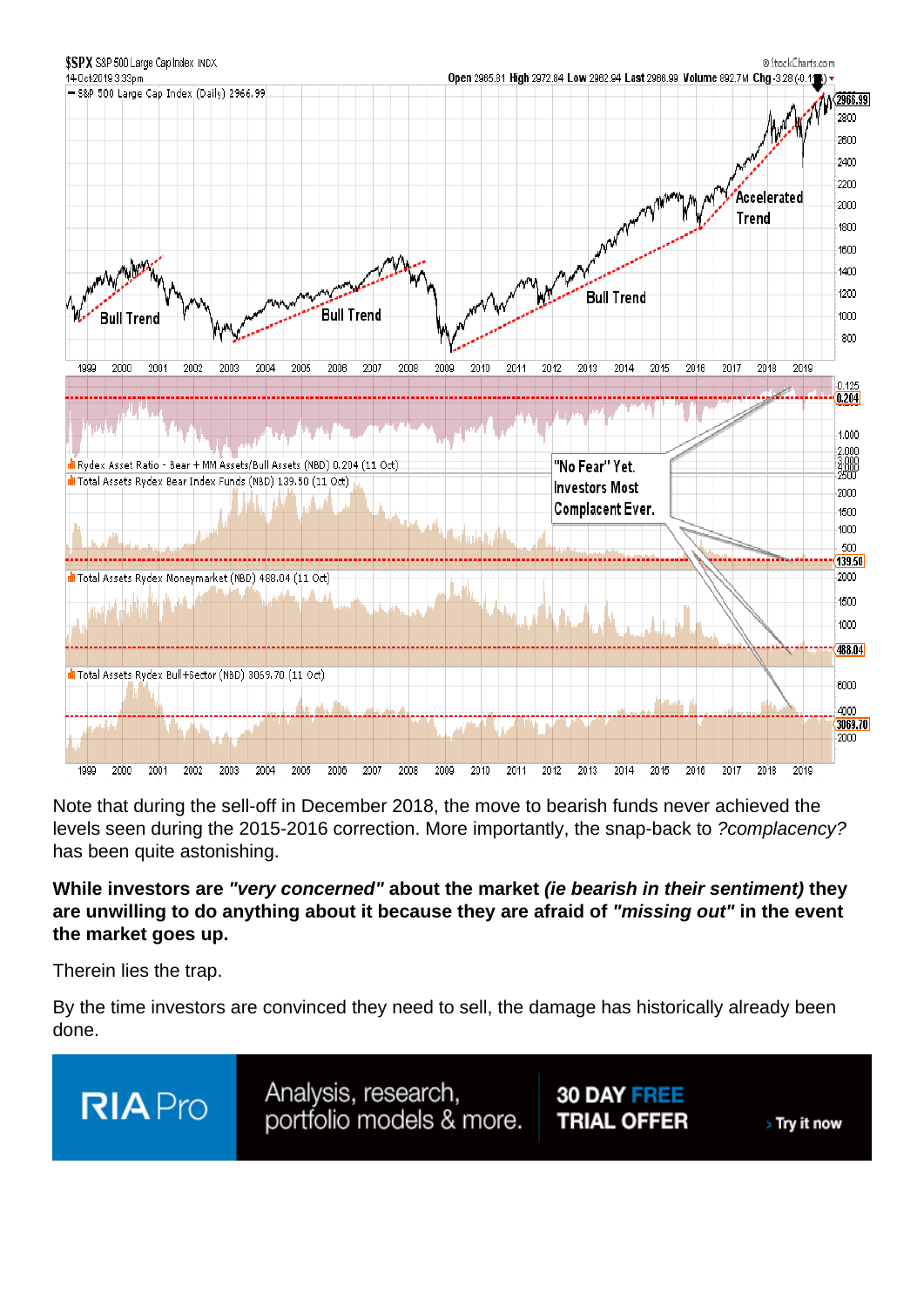$SPX S&P 500 Large Cap Index INDX
14-Oct-2019 3:33pm
Open 2965.81 High 2972.84 Low 2962.94 Last 2966.99 Volume 892.7M Chg -3.28 (-0.11%)
© StockCharts.com
S&P 500 Large Cap Index (Daily) 2966.99
Bull Trend
Bull Trend
Bull Trend
Accelerated Trend
Rydex Asset Ratio - Bear + MM Assets/Bull Assets (NBD) 0.204 (11 Oct)
Total Assets Rydex Bear Index Funds (NBD) 139.50 (11 Oct)
"No Fear" Yet. Investors Most Complacent Ever.
Total Assets Rydex Moneymarket (NBD) 488.04 (11 Oct)
Total Assets Rydex Bull+Sector (NBD) 3069.70 (11 Oct)
1999 2000 2001 2002 2003 2004 2005 2006 2007 2008 2009 2010 2011 2012 2013 2014 2015 2016 2017 2018 2019

Note that during the sell-off in December 2018, the move to bearish funds never achieved the levels seen during the 2015-2016 correction. More importantly, the snap-back to *?complacency?* has been quite astonishing.

**While investors are *"very concerned"* about the market *(ie bearish in their sentiment)* they are unwilling to do anything about it because they are afraid of *"missing out"* in the event the market goes up.**

Therein lies the trap.

By the time investors are convinced they need to sell, the damage has historically already been done.

RIA Pro Analysis, research, portfolio models & more. 30 DAY FREE TRIAL OFFER › Try it now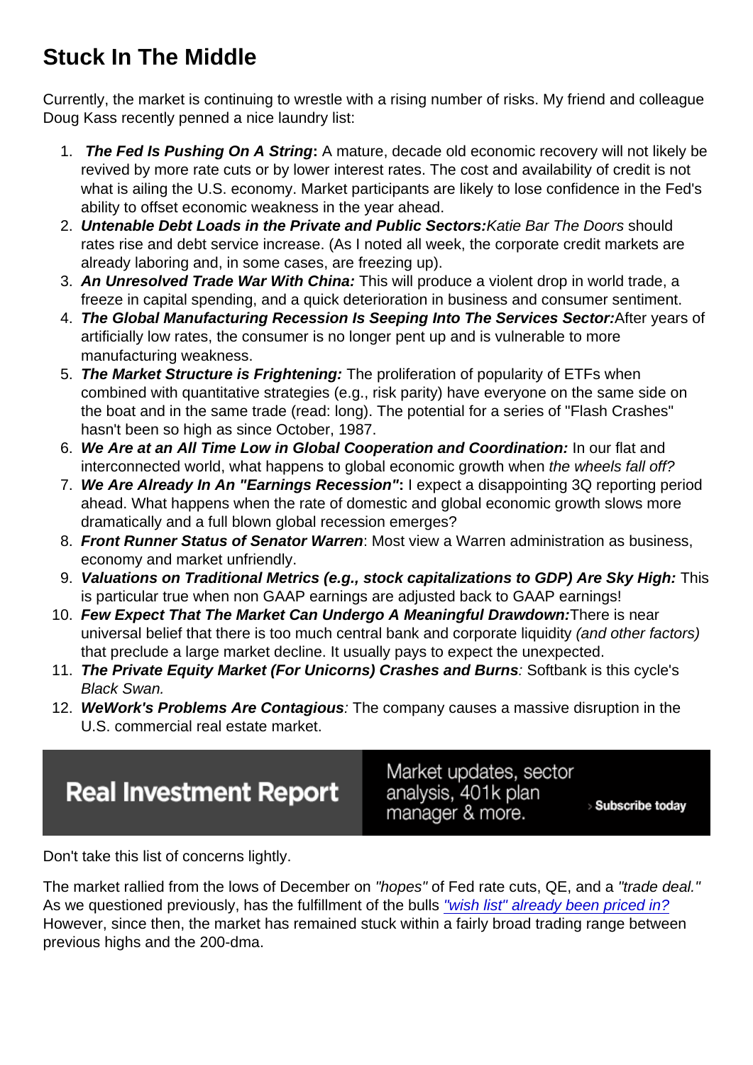## Stuck In The Middle

Currently, the market is continuing to wrestle with a rising number of risks. My friend and colleague Doug Kass recently penned a nice laundry list:

1. ***The Fed Is Pushing On A String*:** A mature, decade old economic recovery will not likely be revived by more rate cuts or by lower interest rates. The cost and availability of credit is not what is ailing the U.S. economy. Market participants are likely to lose confidence in the Fed's ability to offset economic weakness in the year ahead.
2. ***Untenable Debt Loads in the Private and Public Sectors:*** *Katie Bar The Doors* should rates rise and debt service increase. (As I noted all week, the corporate credit markets are already laboring and, in some cases, are freezing up).
3. ***An Unresolved Trade War With China:*** This will produce a violent drop in world trade, a freeze in capital spending, and a quick deterioration in business and consumer sentiment.
4. ***The Global Manufacturing Recession Is Seeping Into The Services Sector:*** After years of artificially low rates, the consumer is no longer pent up and is vulnerable to more manufacturing weakness.
5. ***The Market Structure is Frightening:*** The proliferation of popularity of ETFs when combined with quantitative strategies (e.g., risk parity) have everyone on the same side on the boat and in the same trade (read: long). The potential for a series of "Flash Crashes" hasn't been so high as since October, 1987.
6. ***We Are at an All Time Low in Global Cooperation and Coordination:*** In our flat and interconnected world, what happens to global economic growth when *the wheels fall off?*
7. ***We Are Already In An "Earnings Recession"*:** I expect a disappointing 3Q reporting period ahead. What happens when the rate of domestic and global economic growth slows more dramatically and a full blown global recession emerges?
8. ***Front Runner Status of Senator Warren***: Most view a Warren administration as business, economy and market unfriendly.
9. ***Valuations on Traditional Metrics (e.g., stock capitalizations to GDP) Are Sky High:*** This is particular true when non GAAP earnings are adjusted back to GAAP earnings!
10. ***Few Expect That The Market Can Undergo A Meaningful Drawdown:*** There is near universal belief that there is too much central bank and corporate liquidity *(and other factors)* that preclude a large market decline. It usually pays to expect the unexpected.
11. ***The Private Equity Market (For Unicorns) Crashes and Burns****: Softbank is this cycle's Black Swan.*
12. ***WeWork's Problems Are Contagious****:* The company causes a massive disruption in the U.S. commercial real estate market.

Real Investment Report — Market updates, sector analysis, 401k plan manager & more. › Subscribe today

Don't take this list of concerns lightly.

The market rallied from the lows of December on *"hopes"* of Fed rate cuts, QE, and a *"trade deal."* As we questioned previously, has the fulfillment of the bulls *"wish list" already been priced in?* However, since then, the market has remained stuck within a fairly broad trading range between previous highs and the 200-dma.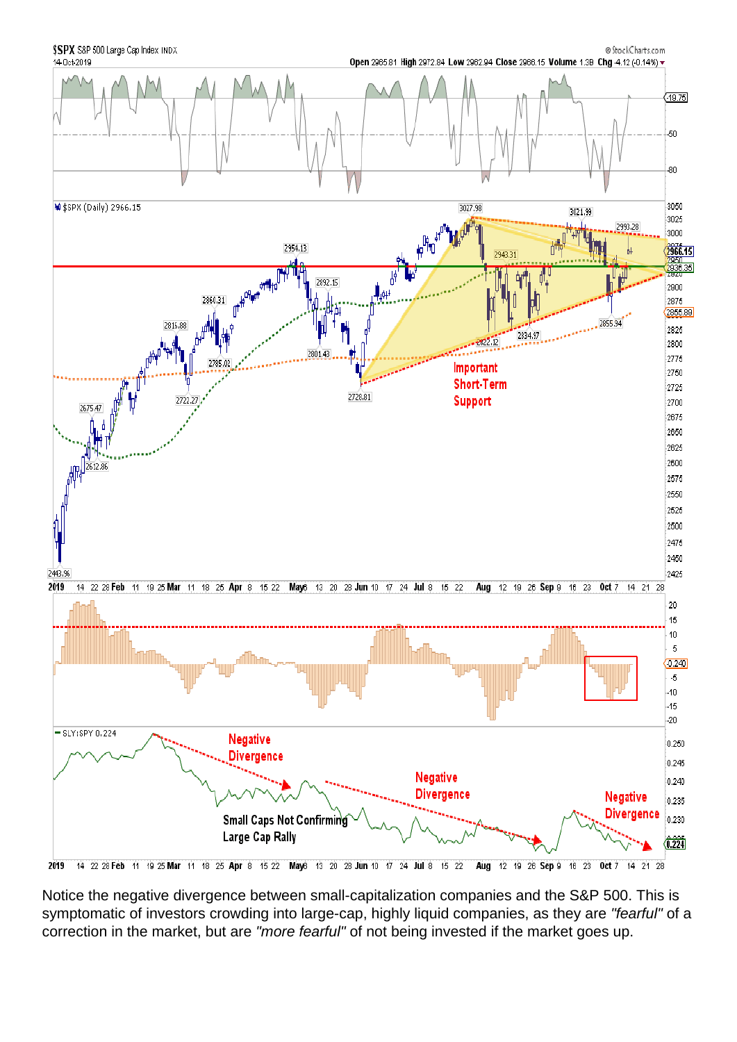$SPX S&P 500 Large Cap Index INDX

14-Oct-2019

@StockCharts.com

Open 2965.81 High 2972.84 Low 2962.94 Close 2966.15 Volume 1.3B Chg -4.12 (-0.14%)

$SPX (Daily) 2966.15

3027.98

3021.99

2993.28

2954.13

2943.31

2892.15

2860.31

2816.88

2801.43

2785.02

2722.27

2728.81

2822.12

2834.97

2855.94

2675.47

2612.86

2443.96

Important Short-Term Support

SLY:SPY 0.224

Negative Divergence

Negative Divergence

Negative Divergence

Small Caps Not Confirming Large Cap Rally

2019 14 22 28 Feb 11 19 25 Mar 11 18 25 Apr 8 15 22 May 6 13 20 28 Jun 10 17 24 Jul 8 15 22 Aug 12 19 26 Sep 9 16 23 Oct 7 14 21 28

Notice the negative divergence between small-capitalization companies and the S&P 500. This is symptomatic of investors crowding into large-cap, highly liquid companies, as they are *"fearful"* of a correction in the market, but are *"more fearful"* of not being invested if the market goes up.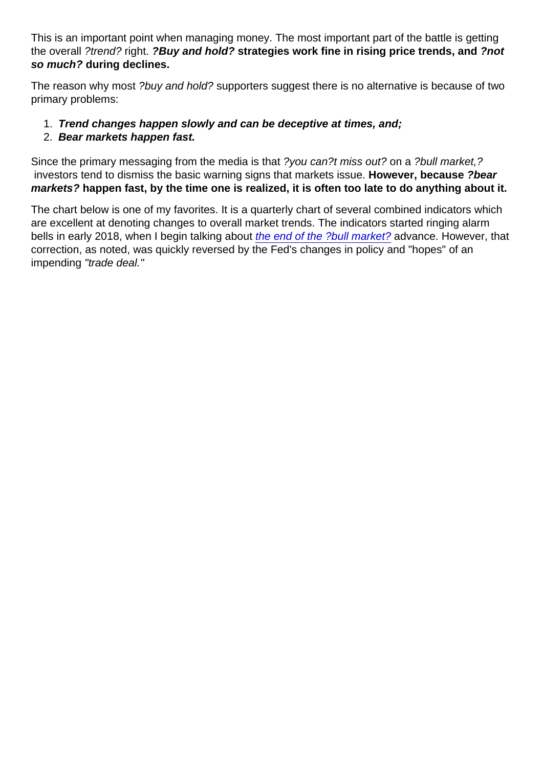This is an important point when managing money. The most important part of the battle is getting the overall *?trend?* right. ***?Buy and hold?* strategies work fine in rising price trends, and *?not so much?* during declines.**

The reason why most *?buy and hold?* supporters suggest there is no alternative is because of two primary problems:

1. ***Trend changes happen slowly and can be deceptive at times, and;***
2. ***Bear markets happen fast.***

Since the primary messaging from the media is that *?you can?t miss out?* on a *?bull market,?* investors tend to dismiss the basic warning signs that markets issue. **However, because *?bear markets?* happen fast, by the time one is realized, it is often too late to do anything about it.**

The chart below is one of my favorites. It is a quarterly chart of several combined indicators which are excellent at denoting changes to overall market trends. The indicators started ringing alarm bells in early 2018, when I begin talking about *the end of the ?bull market?* advance. However, that correction, as noted, was quickly reversed by the Fed's changes in policy and "hopes" of an impending *"trade deal."*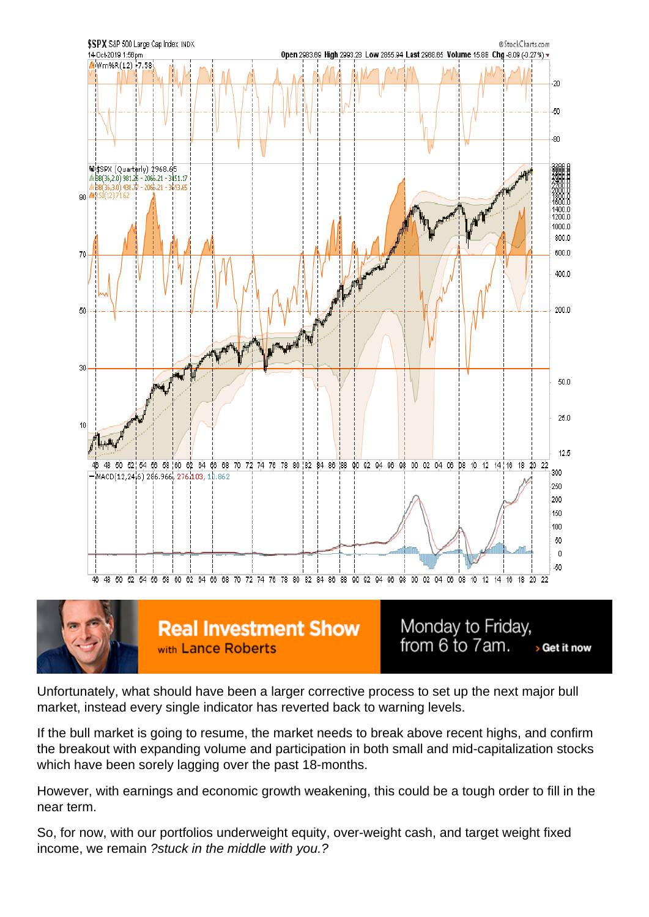$SPX S&P 500 Large Cap Index INDX
14-Oct-2019 1:56pm
@StockCharts.com
Open 2983.69 High 2993.28 Low 2955.94 Last 2968.65 Volume 15.8B Chg -8.09 (-0.27%)
Wm%R(12) -7.58
-20
-50
-80
$SPX (Quarterly) 2968.65
BB(36,2.0) 981.25 - 2065.21 - 3151.17
BB(36,3.0) 438.77 - 2065.21 - 3693.65
RSI(12) 71.62
90
70
50
30
10
1400.0
1200.0
1000.0
800.0
600.0
400.0
200.0
50.0
25.0
12.5
46 48 50 52 54 56 58 60 62 64 66 68 70 72 74 76 78 80 82 84 86 88 90 92 94 96 98 00 02 04 06 08 10 12 14 16 18 20 22
MACD(12,24,6) 286.966, 276.103, 10.862
300
250
200
150
100
50
0
-50
46 48 50 52 54 56 58 60 62 64 66 68 70 72 74 76 78 80 82 84 86 88 90 92 94 96 98 00 02 04 06 08 10 12 14 16 18 20 22

**Real Investment Show** with Lance Roberts
Monday to Friday, from 6 to 7am.
› Get it now

Unfortunately, what should have been a larger corrective process to set up the next major bull market, instead every single indicator has reverted back to warning levels.

If the bull market is going to resume, the market needs to break above recent highs, and confirm the breakout with expanding volume and participation in both small and mid-capitalization stocks which have been sorely lagging over the past 18-months.

However, with earnings and economic growth weakening, this could be a tough order to fill in the near term.

So, for now, with our portfolios underweight equity, over-weight cash, and target weight fixed income, we remain *?stuck in the middle with you.?*